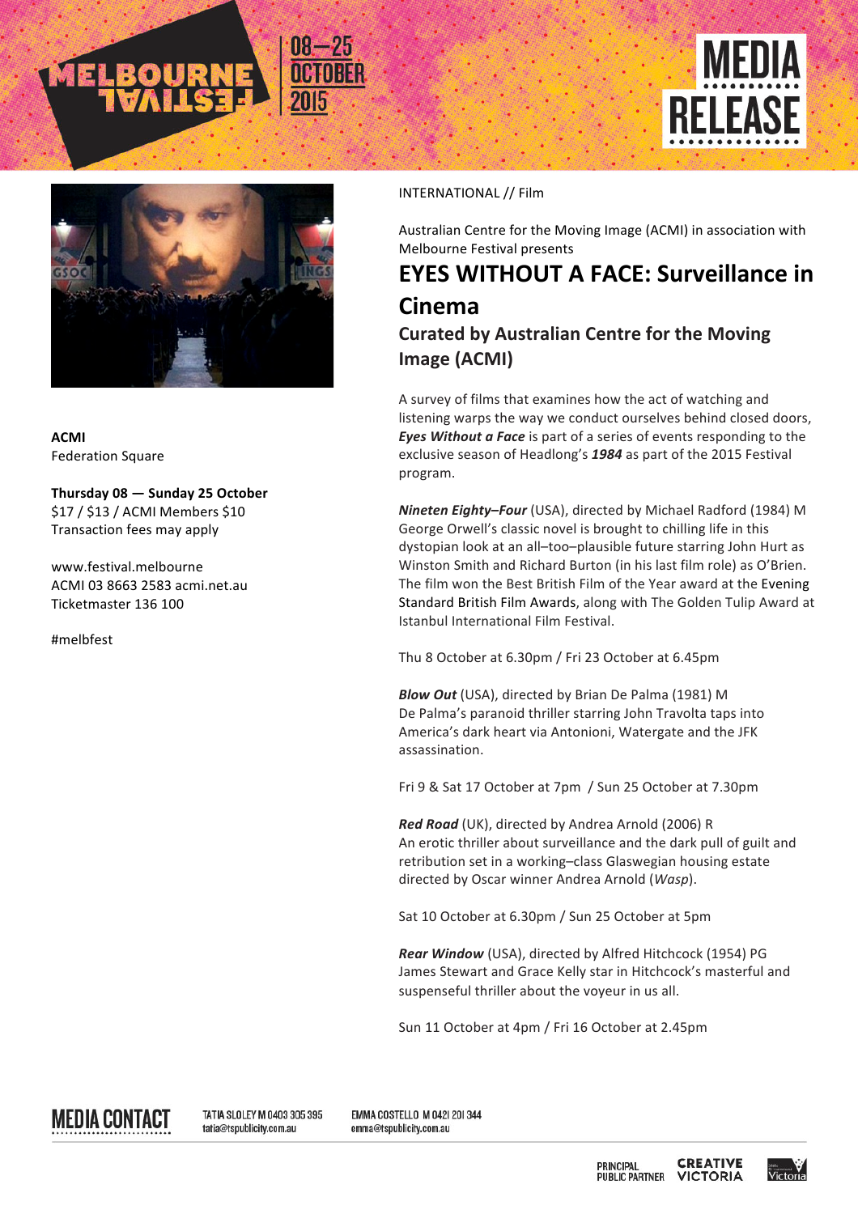MELBOURNE FESTIVAL 08—25 OCTOBER 2015

MEDIA RELEASE

**ACMI**
Federation Square

**Thursday 08 — Sunday 25 October**
$17 / $13 / ACMI Members $10
Transaction fees may apply

www.festival.melbourne
ACMI 03 8663 2583 acmi.net.au
Ticketmaster 136 100

#melbfest

INTERNATIONAL // Film

Australian Centre for the Moving Image (ACMI) in association with Melbourne Festival presents

# EYES WITHOUT A FACE: Surveillance in Cinema

## Curated by Australian Centre for the Moving Image (ACMI)

A survey of films that examines how the act of watching and listening warps the way we conduct ourselves behind closed doors, ***Eyes Without a Face*** is part of a series of events responding to the exclusive season of Headlong's ***1984*** as part of the 2015 Festival program.

***Nineteen Eighty–Four*** (USA), directed by Michael Radford (1984) M
George Orwell's classic novel is brought to chilling life in this dystopian look at an all–too–plausible future starring John Hurt as Winston Smith and Richard Burton (in his last film role) as O'Brien. The film won the Best British Film of the Year award at the Evening Standard British Film Awards, along with The Golden Tulip Award at Istanbul International Film Festival.

Thu 8 October at 6.30pm / Fri 23 October at 6.45pm

***Blow Out*** (USA), directed by Brian De Palma (1981) M
De Palma's paranoid thriller starring John Travolta taps into America's dark heart via Antonioni, Watergate and the JFK assassination.

Fri 9 & Sat 17 October at 7pm / Sun 25 October at 7.30pm

***Red Road*** (UK), directed by Andrea Arnold (2006) R
An erotic thriller about surveillance and the dark pull of guilt and retribution set in a working–class Glaswegian housing estate directed by Oscar winner Andrea Arnold (*Wasp*).

Sat 10 October at 6.30pm / Sun 25 October at 5pm

***Rear Window*** (USA), directed by Alfred Hitchcock (1954) PG
James Stewart and Grace Kelly star in Hitchcock's masterful and suspenseful thriller about the voyeur in us all.

Sun 11 October at 4pm / Fri 16 October at 2.45pm

**MEDIA CONTACT**

TATIA SLOLEY M 0403 305 395
tatia@tspublicity.com.au

EMMA COSTELLO M 0421 201 344
emma@tspublicity.com.au

PRINCIPAL PUBLIC PARTNER CREATIVE VICTORIA Victoria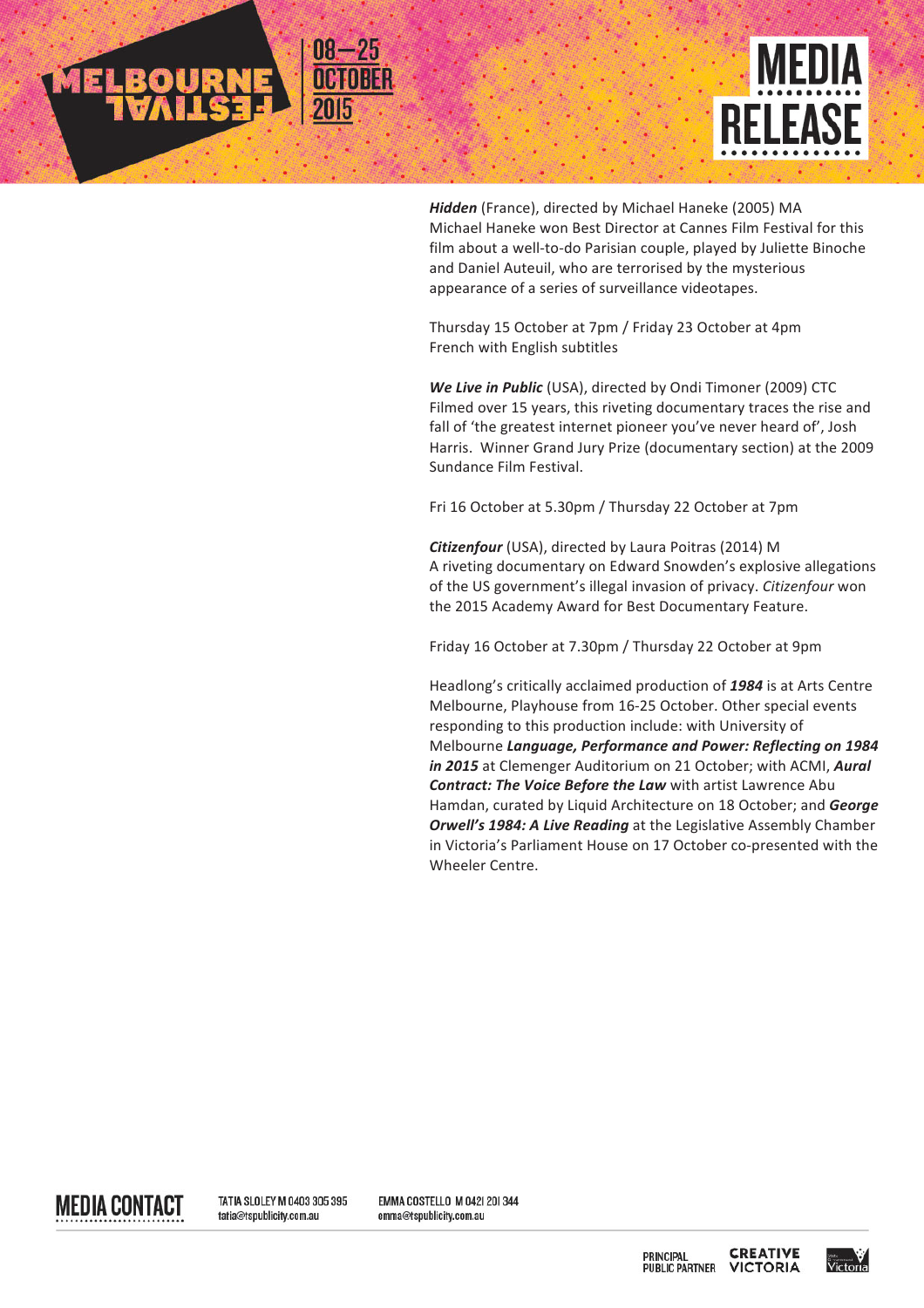***Hidden*** (France), directed by Michael Haneke (2005) MA
Michael Haneke won Best Director at Cannes Film Festival for this film about a well-to-do Parisian couple, played by Juliette Binoche and Daniel Auteuil, who are terrorised by the mysterious appearance of a series of surveillance videotapes.

Thursday 15 October at 7pm / Friday 23 October at 4pm
French with English subtitles

***We Live in Public*** (USA), directed by Ondi Timoner (2009) CTC
Filmed over 15 years, this riveting documentary traces the rise and fall of 'the greatest internet pioneer you've never heard of', Josh Harris. Winner Grand Jury Prize (documentary section) at the 2009 Sundance Film Festival.

Fri 16 October at 5.30pm / Thursday 22 October at 7pm

***Citizenfour*** (USA), directed by Laura Poitras (2014) M
A riveting documentary on Edward Snowden's explosive allegations of the US government's illegal invasion of privacy. *Citizenfour* won the 2015 Academy Award for Best Documentary Feature.

Friday 16 October at 7.30pm / Thursday 22 October at 9pm

Headlong's critically acclaimed production of ***1984*** is at Arts Centre Melbourne, Playhouse from 16-25 October. Other special events responding to this production include: with University of Melbourne ***Language, Performance and Power: Reflecting on 1984 in 2015*** at Clemenger Auditorium on 21 October; with ACMI, ***Aural Contract: The Voice Before the Law*** with artist Lawrence Abu Hamdan, curated by Liquid Architecture on 18 October; and ***George Orwell's 1984: A Live Reading*** at the Legislative Assembly Chamber in Victoria's Parliament House on 17 October co-presented with the Wheeler Centre.

**MEDIA CONTACT**

TATIA SLOLEY M 0403 305 395
tatia@tspublicity.com.au

EMMA COSTELLO M 0421 201 344
emma@tspublicity.com.au